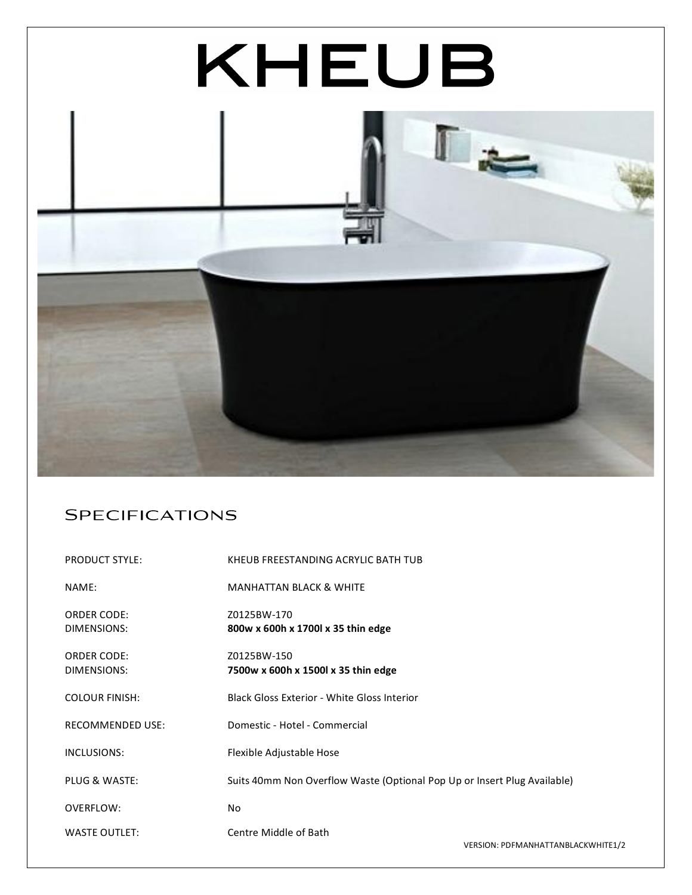# KHEUB

## Specifications

| | |
|---|---|
| PRODUCT STYLE: | KHEUB FREESTANDING ACRYLIC BATH TUB |
| NAME: | MANHATTAN BLACK & WHITE |
| ORDER CODE: | Z0125BW-170 |
| DIMENSIONS: | **800w x 600h x 1700l x 35 thin edge** |
| ORDER CODE: | Z0125BW-150 |
| DIMENSIONS: | **7500w x 600h x 1500l x 35 thin edge** |
| COLOUR FINISH: | Black Gloss Exterior - White Gloss Interior |
| RECOMMENDED USE: | Domestic - Hotel - Commercial |
| INCLUSIONS: | Flexible Adjustable Hose |
| PLUG & WASTE: | Suits 40mm Non Overflow Waste (Optional Pop Up or Insert Plug Available) |
| OVERFLOW: | No |
| WASTE OUTLET: | Centre Middle of Bath |

VERSION: PDFMANHATTANBLACKWHITE1/2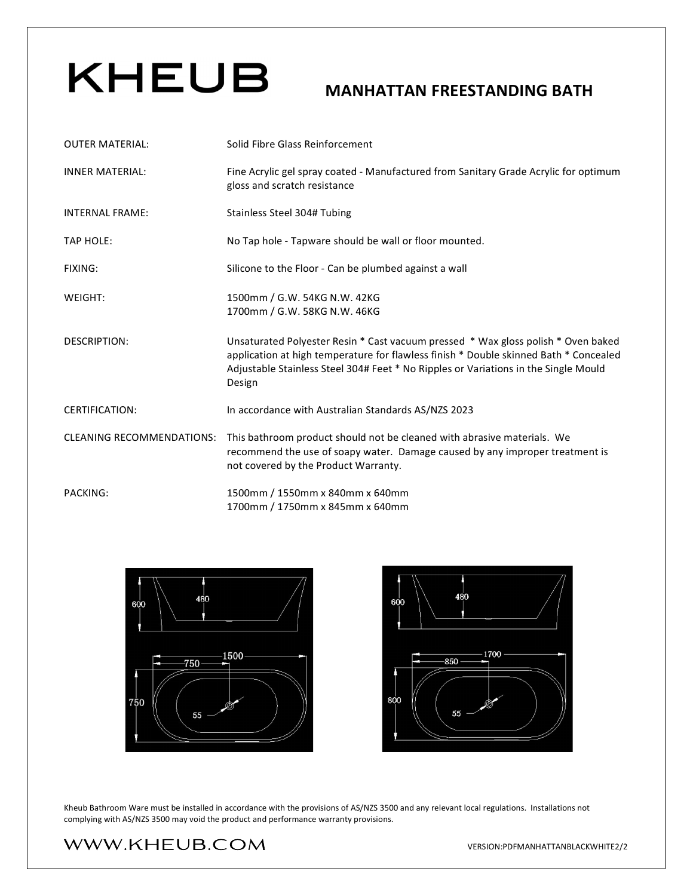# KHEUB

## MANHATTAN FREESTANDING BATH

| | |
|---|---|
| OUTER MATERIAL: | Solid Fibre Glass Reinforcement |
| INNER MATERIAL: | Fine Acrylic gel spray coated - Manufactured from Sanitary Grade Acrylic for optimum gloss and scratch resistance |
| INTERNAL FRAME: | Stainless Steel 304# Tubing |
| TAP HOLE: | No Tap hole - Tapware should be wall or floor mounted. |
| FIXING: | Silicone to the Floor - Can be plumbed against a wall |
| WEIGHT: | 1500mm / G.W. 54KG N.W. 42KG<br>1700mm / G.W. 58KG N.W. 46KG |
| DESCRIPTION: | Unsaturated Polyester Resin * Cast vacuum pressed * Wax gloss polish * Oven baked application at high temperature for flawless finish * Double skinned Bath * Concealed Adjustable Stainless Steel 304# Feet * No Ripples or Variations in the Single Mould Design |
| CERTIFICATION: | In accordance with Australian Standards AS/NZS 2023 |
| CLEANING RECOMMENDATIONS: | This bathroom product should not be cleaned with abrasive materials. We recommend the use of soapy water. Damage caused by any improper treatment is not covered by the Product Warranty. |
| PACKING: | 1500mm / 1550mm x 840mm x 640mm<br>1700mm / 1750mm x 845mm x 640mm |

600
480
1500
750
750
55

600
480
1700
850
800
55

Kheub Bathroom Ware must be installed in accordance with the provisions of AS/NZS 3500 and any relevant local regulations. Installations not complying with AS/NZS 3500 may void the product and performance warranty provisions.

WWW.KHEUB.COM

VERSION:PDFMANHATTANBLACKWHITE2/2